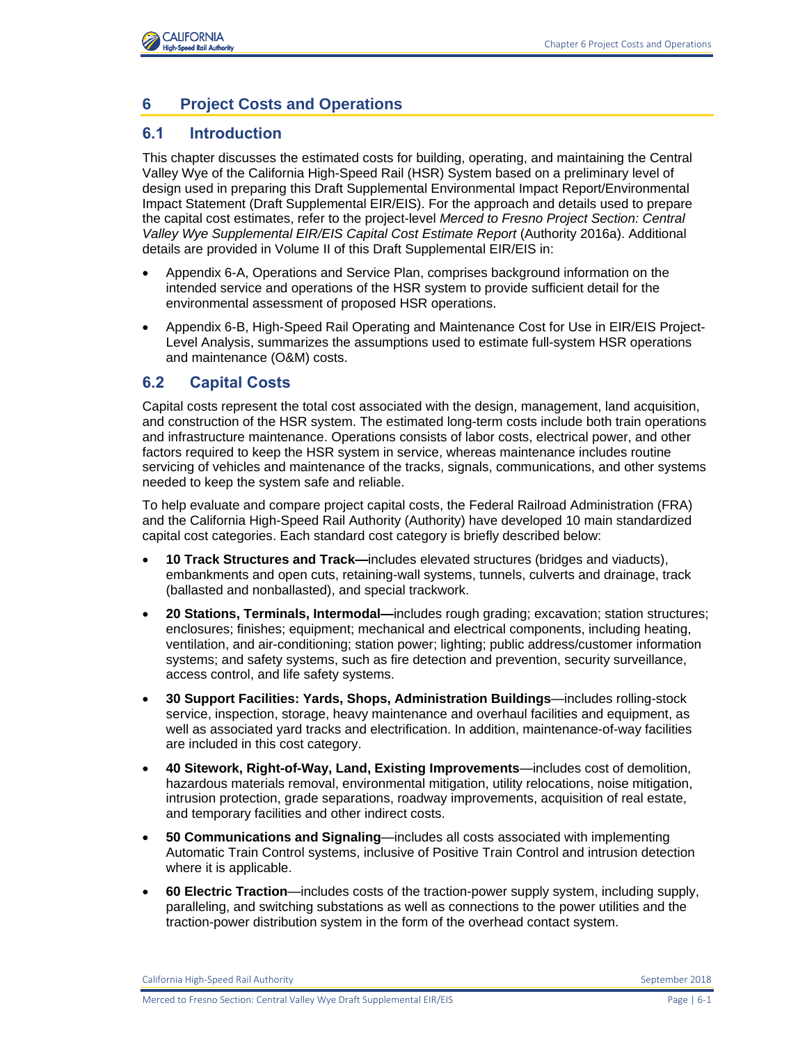# 6 Project Costs and Operations

## 6.1 Introduction

This chapter discusses the estimated costs for building, operating, and maintaining the Central Valley Wye of the California High-Speed Rail (HSR) System based on a preliminary level of design used in preparing this Draft Supplemental Environmental Impact Report/Environmental Impact Statement (Draft Supplemental EIR/EIS). For the approach and details used to prepare the capital cost estimates, refer to the project-level *Merced to Fresno Project Section: Central Valley Wye Supplemental EIR/EIS Capital Cost Estimate Report* (Authority 2016a). Additional details are provided in Volume II of this Draft Supplemental EIR/EIS in:

- Appendix 6-A, Operations and Service Plan, comprises background information on the intended service and operations of the HSR system to provide sufficient detail for the environmental assessment of proposed HSR operations.
- Appendix 6-B, High-Speed Rail Operating and Maintenance Cost for Use in EIR/EIS Project-Level Analysis, summarizes the assumptions used to estimate full-system HSR operations and maintenance (O&M) costs.

## 6.2 Capital Costs

Capital costs represent the total cost associated with the design, management, land acquisition, and construction of the HSR system. The estimated long-term costs include both train operations and infrastructure maintenance. Operations consists of labor costs, electrical power, and other factors required to keep the HSR system in service, whereas maintenance includes routine servicing of vehicles and maintenance of the tracks, signals, communications, and other systems needed to keep the system safe and reliable.

To help evaluate and compare project capital costs, the Federal Railroad Administration (FRA) and the California High-Speed Rail Authority (Authority) have developed 10 main standardized capital cost categories. Each standard cost category is briefly described below:

- **10 Track Structures and Track—**includes elevated structures (bridges and viaducts), embankments and open cuts, retaining-wall systems, tunnels, culverts and drainage, track (ballasted and nonballasted), and special trackwork.
- **20 Stations, Terminals, Intermodal—**includes rough grading; excavation; station structures; enclosures; finishes; equipment; mechanical and electrical components, including heating, ventilation, and air-conditioning; station power; lighting; public address/customer information systems; and safety systems, such as fire detection and prevention, security surveillance, access control, and life safety systems.
- **30 Support Facilities: Yards, Shops, Administration Buildings**—includes rolling-stock service, inspection, storage, heavy maintenance and overhaul facilities and equipment, as well as associated yard tracks and electrification. In addition, maintenance-of-way facilities are included in this cost category.
- **40 Sitework, Right-of-Way, Land, Existing Improvements**—includes cost of demolition, hazardous materials removal, environmental mitigation, utility relocations, noise mitigation, intrusion protection, grade separations, roadway improvements, acquisition of real estate, and temporary facilities and other indirect costs.
- **50 Communications and Signaling**—includes all costs associated with implementing Automatic Train Control systems, inclusive of Positive Train Control and intrusion detection where it is applicable.
- **60 Electric Traction**—includes costs of the traction-power supply system, including supply, paralleling, and switching substations as well as connections to the power utilities and the traction-power distribution system in the form of the overhead contact system.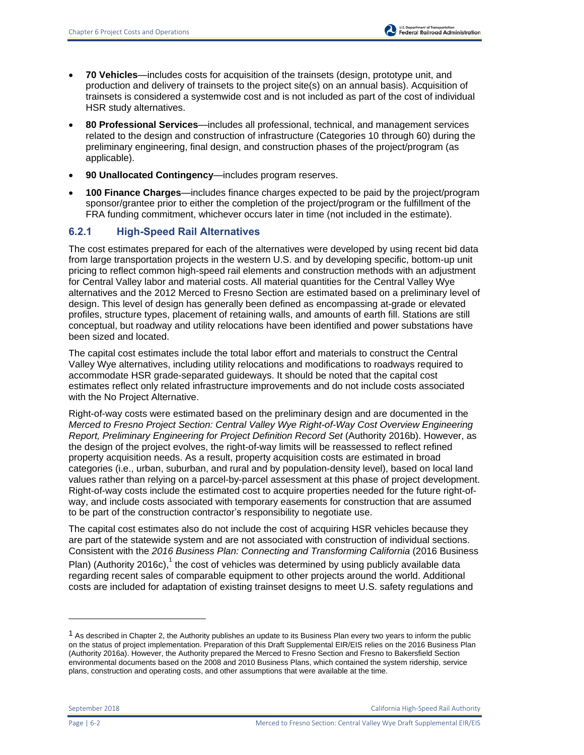- **70 Vehicles**—includes costs for acquisition of the trainsets (design, prototype unit, and production and delivery of trainsets to the project site(s) on an annual basis). Acquisition of trainsets is considered a systemwide cost and is not included as part of the cost of individual HSR study alternatives.
- **80 Professional Services**—includes all professional, technical, and management services related to the design and construction of infrastructure (Categories 10 through 60) during the preliminary engineering, final design, and construction phases of the project/program (as applicable).
- **90 Unallocated Contingency**—includes program reserves.
- **100 Finance Charges**—includes finance charges expected to be paid by the project/program sponsor/grantee prior to either the completion of the project/program or the fulfillment of the FRA funding commitment, whichever occurs later in time (not included in the estimate).

### 6.2.1 High-Speed Rail Alternatives

The cost estimates prepared for each of the alternatives were developed by using recent bid data from large transportation projects in the western U.S. and by developing specific, bottom-up unit pricing to reflect common high-speed rail elements and construction methods with an adjustment for Central Valley labor and material costs. All material quantities for the Central Valley Wye alternatives and the 2012 Merced to Fresno Section are estimated based on a preliminary level of design. This level of design has generally been defined as encompassing at-grade or elevated profiles, structure types, placement of retaining walls, and amounts of earth fill. Stations are still conceptual, but roadway and utility relocations have been identified and power substations have been sized and located.

The capital cost estimates include the total labor effort and materials to construct the Central Valley Wye alternatives, including utility relocations and modifications to roadways required to accommodate HSR grade-separated guideways. It should be noted that the capital cost estimates reflect only related infrastructure improvements and do not include costs associated with the No Project Alternative.

Right-of-way costs were estimated based on the preliminary design and are documented in the *Merced to Fresno Project Section: Central Valley Wye Right-of-Way Cost Overview Engineering Report, Preliminary Engineering for Project Definition Record Set* (Authority 2016b). However, as the design of the project evolves, the right-of-way limits will be reassessed to reflect refined property acquisition needs. As a result, property acquisition costs are estimated in broad categories (i.e., urban, suburban, and rural and by population-density level), based on local land values rather than relying on a parcel-by-parcel assessment at this phase of project development. Right-of-way costs include the estimated cost to acquire properties needed for the future right-of-way, and include costs associated with temporary easements for construction that are assumed to be part of the construction contractor's responsibility to negotiate use.

The capital cost estimates also do not include the cost of acquiring HSR vehicles because they are part of the statewide system and are not associated with construction of individual sections. Consistent with the *2016 Business Plan: Connecting and Transforming California* (2016 Business Plan) (Authority 2016c),[1] the cost of vehicles was determined by using publicly available data regarding recent sales of comparable equipment to other projects around the world. Additional costs are included for adaptation of existing trainset designs to meet U.S. safety regulations and

---

[1] As described in Chapter 2, the Authority publishes an update to its Business Plan every two years to inform the public on the status of project implementation. Preparation of this Draft Supplemental EIR/EIS relies on the 2016 Business Plan (Authority 2016a). However, the Authority prepared the Merced to Fresno Section and Fresno to Bakersfield Section environmental documents based on the 2008 and 2010 Business Plans, which contained the system ridership, service plans, construction and operating costs, and other assumptions that were available at the time.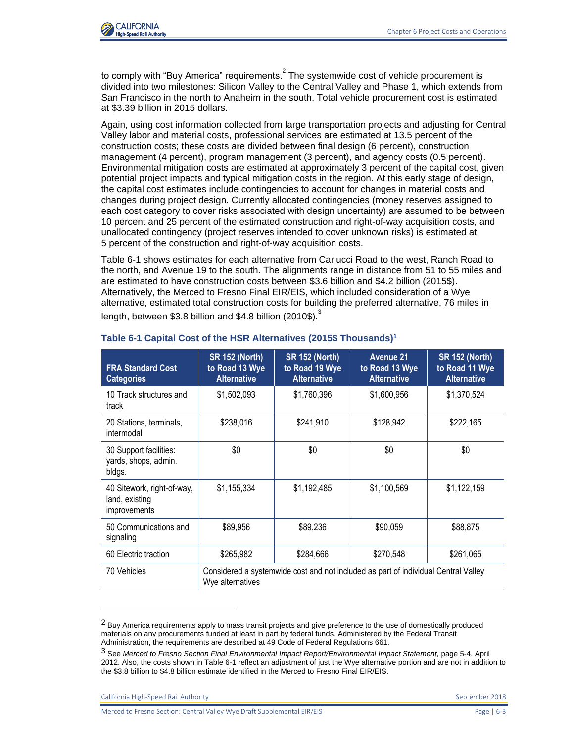to comply with "Buy America" requirements.[2] The systemwide cost of vehicle procurement is divided into two milestones: Silicon Valley to the Central Valley and Phase 1, which extends from San Francisco in the north to Anaheim in the south. Total vehicle procurement cost is estimated at $3.39 billion in 2015 dollars.

Again, using cost information collected from large transportation projects and adjusting for Central Valley labor and material costs, professional services are estimated at 13.5 percent of the construction costs; these costs are divided between final design (6 percent), construction management (4 percent), program management (3 percent), and agency costs (0.5 percent). Environmental mitigation costs are estimated at approximately 3 percent of the capital cost, given potential project impacts and typical mitigation costs in the region. At this early stage of design, the capital cost estimates include contingencies to account for changes in material costs and changes during project design. Currently allocated contingencies (money reserves assigned to each cost category to cover risks associated with design uncertainty) are assumed to be between 10 percent and 25 percent of the estimated construction and right-of-way acquisition costs, and unallocated contingency (project reserves intended to cover unknown risks) is estimated at 5 percent of the construction and right-of-way acquisition costs.

Table 6-1 shows estimates for each alternative from Carlucci Road to the west, Ranch Road to the north, and Avenue 19 to the south. The alignments range in distance from 51 to 55 miles and are estimated to have construction costs between $3.6 billion and $4.2 billion (2015$). Alternatively, the Merced to Fresno Final EIR/EIS, which included consideration of a Wye alternative, estimated total construction costs for building the preferred alternative, 76 miles in length, between $3.8 billion and $4.8 billion (2010$).[3]

### Table 6-1 Capital Cost of the HSR Alternatives (2015$ Thousands)[1]

| FRA Standard Cost Categories | SR 152 (North) to Road 13 Wye Alternative | SR 152 (North) to Road 19 Wye Alternative | Avenue 21 to Road 13 Wye Alternative | SR 152 (North) to Road 11 Wye Alternative |
|---|---|---|---|---|
| 10 Track structures and track | $1,502,093 | $1,760,396 | $1,600,956 | $1,370,524 |
| 20 Stations, terminals, intermodal | $238,016 | $241,910 | $128,942 | $222,165 |
| 30 Support facilities: yards, shops, admin. bldgs. | $0 | $0 | $0 | $0 |
| 40 Sitework, right-of-way, land, existing improvements | $1,155,334 | $1,192,485 | $1,100,569 | $1,122,159 |
| 50 Communications and signaling | $89,956 | $89,236 | $90,059 | $88,875 |
| 60 Electric traction | $265,982 | $284,666 | $270,548 | $261,065 |
| 70 Vehicles | Considered a systemwide cost and not included as part of individual Central Valley Wye alternatives | | | |

[2] Buy America requirements apply to mass transit projects and give preference to the use of domestically produced materials on any procurements funded at least in part by federal funds. Administered by the Federal Transit Administration, the requirements are described at 49 Code of Federal Regulations 661.

[3] See *Merced to Fresno Section Final Environmental Impact Report/Environmental Impact Statement,* page 5-4, April 2012. Also, the costs shown in Table 6-1 reflect an adjustment of just the Wye alternative portion and are not in addition to the $3.8 billion to $4.8 billion estimate identified in the Merced to Fresno Final EIR/EIS.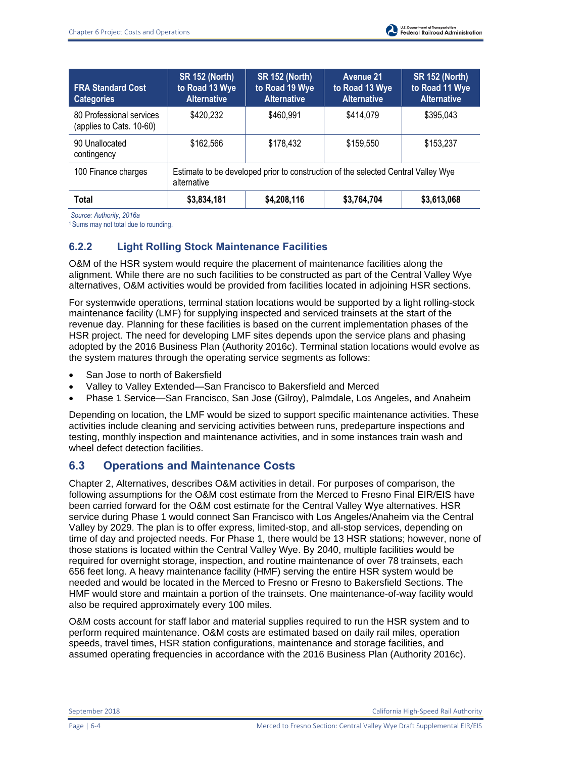| FRA Standard Cost Categories | SR 152 (North) to Road 13 Wye Alternative | SR 152 (North) to Road 19 Wye Alternative | Avenue 21 to Road 13 Wye Alternative | SR 152 (North) to Road 11 Wye Alternative |
|---|---|---|---|---|
| 80 Professional services (applies to Cats. 10-60) | $420,232 | $460,991 | $414,079 | $395,043 |
| 90 Unallocated contingency | $162,566 | $178,432 | $159,550 | $153,237 |
| 100 Finance charges | Estimate to be developed prior to construction of the selected Central Valley Wye alternative | | | |
| **Total** | **$3,834,181** | **$4,208,116** | **$3,764,704** | **$3,613,068** |

*Source: Authority, 2016a*

[1] Sums may not total due to rounding.

### 6.2.2 Light Rolling Stock Maintenance Facilities

O&M of the HSR system would require the placement of maintenance facilities along the alignment. While there are no such facilities to be constructed as part of the Central Valley Wye alternatives, O&M activities would be provided from facilities located in adjoining HSR sections.

For systemwide operations, terminal station locations would be supported by a light rolling-stock maintenance facility (LMF) for supplying inspected and serviced trainsets at the start of the revenue day. Planning for these facilities is based on the current implementation phases of the HSR project. The need for developing LMF sites depends upon the service plans and phasing adopted by the 2016 Business Plan (Authority 2016c). Terminal station locations would evolve as the system matures through the operating service segments as follows:

- San Jose to north of Bakersfield
- Valley to Valley Extended—San Francisco to Bakersfield and Merced
- Phase 1 Service—San Francisco, San Jose (Gilroy), Palmdale, Los Angeles, and Anaheim

Depending on location, the LMF would be sized to support specific maintenance activities. These activities include cleaning and servicing activities between runs, predeparture inspections and testing, monthly inspection and maintenance activities, and in some instances train wash and wheel defect detection facilities.

## 6.3 Operations and Maintenance Costs

Chapter 2, Alternatives, describes O&M activities in detail. For purposes of comparison, the following assumptions for the O&M cost estimate from the Merced to Fresno Final EIR/EIS have been carried forward for the O&M cost estimate for the Central Valley Wye alternatives. HSR service during Phase 1 would connect San Francisco with Los Angeles/Anaheim via the Central Valley by 2029. The plan is to offer express, limited-stop, and all-stop services, depending on time of day and projected needs. For Phase 1, there would be 13 HSR stations; however, none of those stations is located within the Central Valley Wye. By 2040, multiple facilities would be required for overnight storage, inspection, and routine maintenance of over 78 trainsets, each 656 feet long. A heavy maintenance facility (HMF) serving the entire HSR system would be needed and would be located in the Merced to Fresno or Fresno to Bakersfield Sections. The HMF would store and maintain a portion of the trainsets. One maintenance-of-way facility would also be required approximately every 100 miles.

O&M costs account for staff labor and material supplies required to run the HSR system and to perform required maintenance. O&M costs are estimated based on daily rail miles, operation speeds, travel times, HSR station configurations, maintenance and storage facilities, and assumed operating frequencies in accordance with the 2016 Business Plan (Authority 2016c).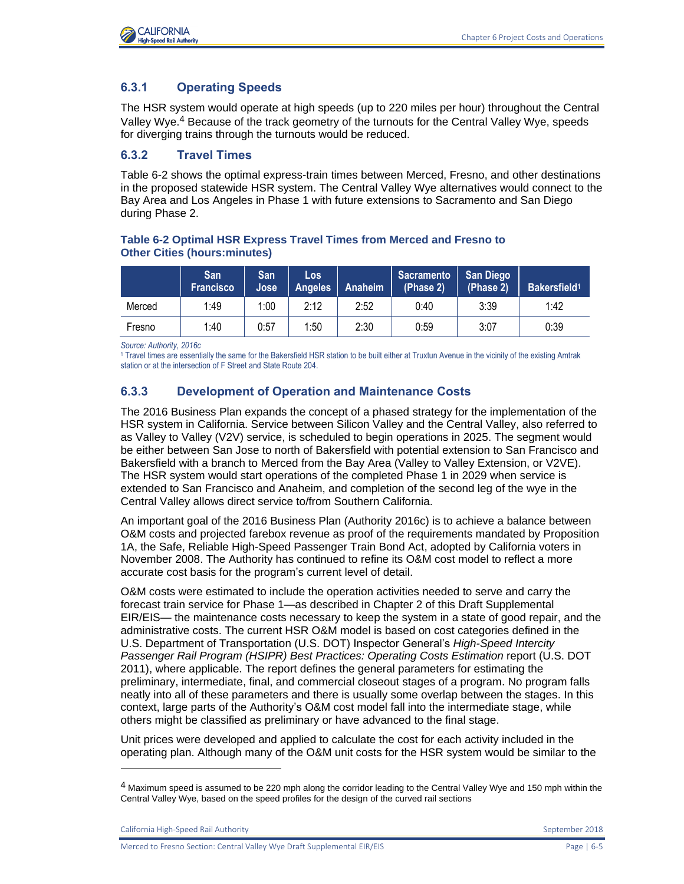### 6.3.1 Operating Speeds

The HSR system would operate at high speeds (up to 220 miles per hour) throughout the Central Valley Wye.[4] Because of the track geometry of the turnouts for the Central Valley Wye, speeds for diverging trains through the turnouts would be reduced.

### 6.3.2 Travel Times

Table 6-2 shows the optimal express-train times between Merced, Fresno, and other destinations in the proposed statewide HSR system. The Central Valley Wye alternatives would connect to the Bay Area and Los Angeles in Phase 1 with future extensions to Sacramento and San Diego during Phase 2.

**Table 6-2 Optimal HSR Express Travel Times from Merced and Fresno to Other Cities (hours:minutes)**

| | San Francisco | San Jose | Los Angeles | Anaheim | Sacramento (Phase 2) | San Diego (Phase 2) | Bakersfield[1] |
|---|---|---|---|---|---|---|---|
| Merced | 1:49 | 1:00 | 2:12 | 2:52 | 0:40 | 3:39 | 1:42 |
| Fresno | 1:40 | 0:57 | 1:50 | 2:30 | 0:59 | 3:07 | 0:39 |

*Source: Authority, 2016c*

[1] Travel times are essentially the same for the Bakersfield HSR station to be built either at Truxtun Avenue in the vicinity of the existing Amtrak station or at the intersection of F Street and State Route 204.

### 6.3.3 Development of Operation and Maintenance Costs

The 2016 Business Plan expands the concept of a phased strategy for the implementation of the HSR system in California. Service between Silicon Valley and the Central Valley, also referred to as Valley to Valley (V2V) service, is scheduled to begin operations in 2025. The segment would be either between San Jose to north of Bakersfield with potential extension to San Francisco and Bakersfield with a branch to Merced from the Bay Area (Valley to Valley Extension, or V2VE). The HSR system would start operations of the completed Phase 1 in 2029 when service is extended to San Francisco and Anaheim, and completion of the second leg of the wye in the Central Valley allows direct service to/from Southern California.

An important goal of the 2016 Business Plan (Authority 2016c) is to achieve a balance between O&M costs and projected farebox revenue as proof of the requirements mandated by Proposition 1A, the Safe, Reliable High-Speed Passenger Train Bond Act, adopted by California voters in November 2008. The Authority has continued to refine its O&M cost model to reflect a more accurate cost basis for the program's current level of detail.

O&M costs were estimated to include the operation activities needed to serve and carry the forecast train service for Phase 1—as described in Chapter 2 of this Draft Supplemental EIR/EIS— the maintenance costs necessary to keep the system in a state of good repair, and the administrative costs. The current HSR O&M model is based on cost categories defined in the U.S. Department of Transportation (U.S. DOT) Inspector General's *High-Speed Intercity Passenger Rail Program (HSIPR) Best Practices: Operating Costs Estimation* report (U.S. DOT 2011), where applicable. The report defines the general parameters for estimating the preliminary, intermediate, final, and commercial closeout stages of a program. No program falls neatly into all of these parameters and there is usually some overlap between the stages. In this context, large parts of the Authority's O&M cost model fall into the intermediate stage, while others might be classified as preliminary or have advanced to the final stage.

Unit prices were developed and applied to calculate the cost for each activity included in the operating plan. Although many of the O&M unit costs for the HSR system would be similar to the

[4] Maximum speed is assumed to be 220 mph along the corridor leading to the Central Valley Wye and 150 mph within the Central Valley Wye, based on the speed profiles for the design of the curved rail sections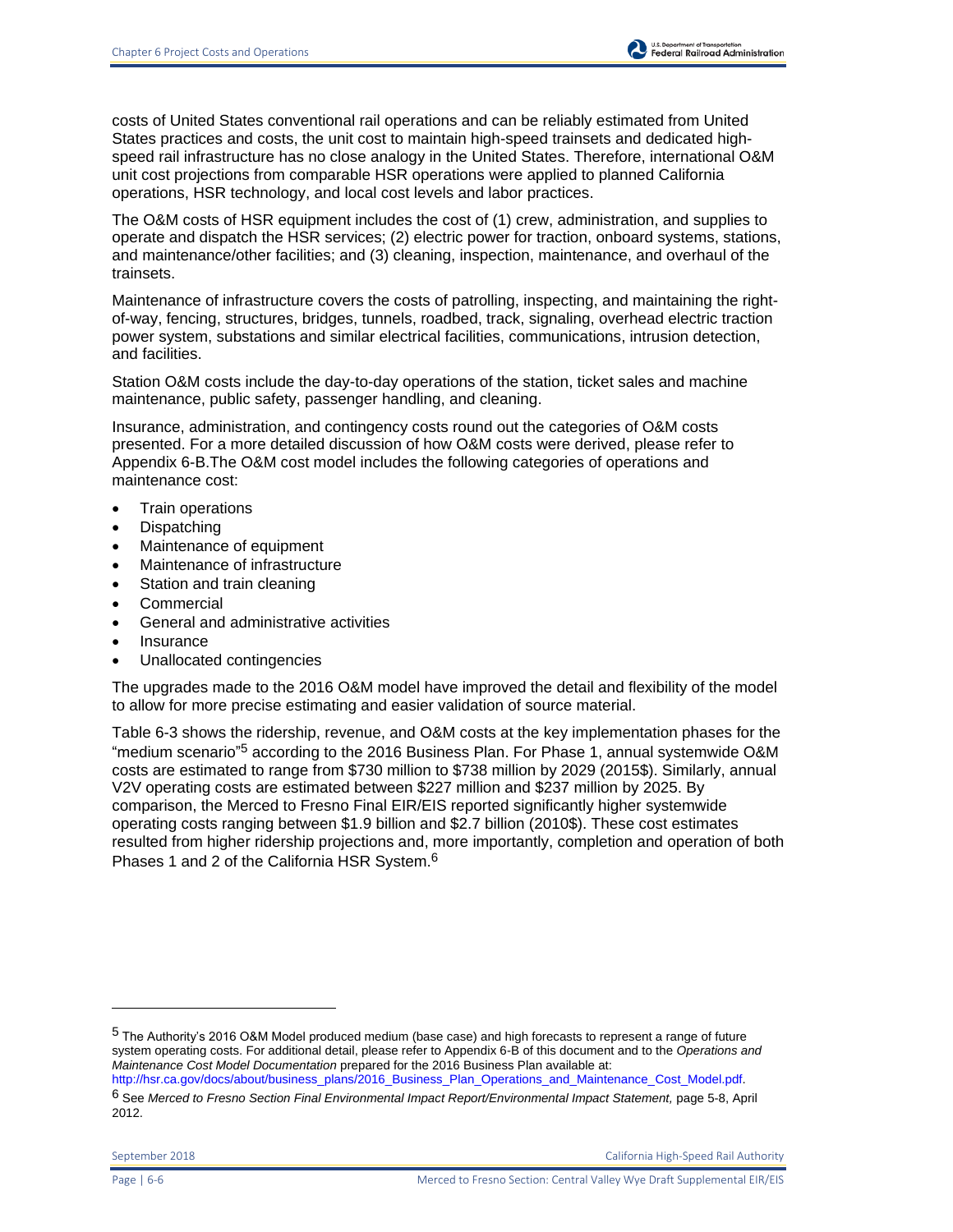costs of United States conventional rail operations and can be reliably estimated from United States practices and costs, the unit cost to maintain high-speed trainsets and dedicated high-speed rail infrastructure has no close analogy in the United States. Therefore, international O&M unit cost projections from comparable HSR operations were applied to planned California operations, HSR technology, and local cost levels and labor practices.

The O&M costs of HSR equipment includes the cost of (1) crew, administration, and supplies to operate and dispatch the HSR services; (2) electric power for traction, onboard systems, stations, and maintenance/other facilities; and (3) cleaning, inspection, maintenance, and overhaul of the trainsets.

Maintenance of infrastructure covers the costs of patrolling, inspecting, and maintaining the right-of-way, fencing, structures, bridges, tunnels, roadbed, track, signaling, overhead electric traction power system, substations and similar electrical facilities, communications, intrusion detection, and facilities.

Station O&M costs include the day-to-day operations of the station, ticket sales and machine maintenance, public safety, passenger handling, and cleaning.

Insurance, administration, and contingency costs round out the categories of O&M costs presented. For a more detailed discussion of how O&M costs were derived, please refer to Appendix 6-B.The O&M cost model includes the following categories of operations and maintenance cost:

- Train operations
- Dispatching
- Maintenance of equipment
- Maintenance of infrastructure
- Station and train cleaning
- Commercial
- General and administrative activities
- Insurance
- Unallocated contingencies

The upgrades made to the 2016 O&M model have improved the detail and flexibility of the model to allow for more precise estimating and easier validation of source material.

Table 6-3 shows the ridership, revenue, and O&M costs at the key implementation phases for the "medium scenario"[5] according to the 2016 Business Plan. For Phase 1, annual systemwide O&M costs are estimated to range from $730 million to $738 million by 2029 (2015$). Similarly, annual V2V operating costs are estimated between $227 million and $237 million by 2025. By comparison, the Merced to Fresno Final EIR/EIS reported significantly higher systemwide operating costs ranging between $1.9 billion and $2.7 billion (2010$). These cost estimates resulted from higher ridership projections and, more importantly, completion and operation of both Phases 1 and 2 of the California HSR System.[6]

---

[5] The Authority's 2016 O&M Model produced medium (base case) and high forecasts to represent a range of future system operating costs. For additional detail, please refer to Appendix 6-B of this document and to the *Operations and Maintenance Cost Model Documentation* prepared for the 2016 Business Plan available at: http://hsr.ca.gov/docs/about/business_plans/2016_Business_Plan_Operations_and_Maintenance_Cost_Model.pdf.

[6] See *Merced to Fresno Section Final Environmental Impact Report/Environmental Impact Statement,* page 5-8, April 2012.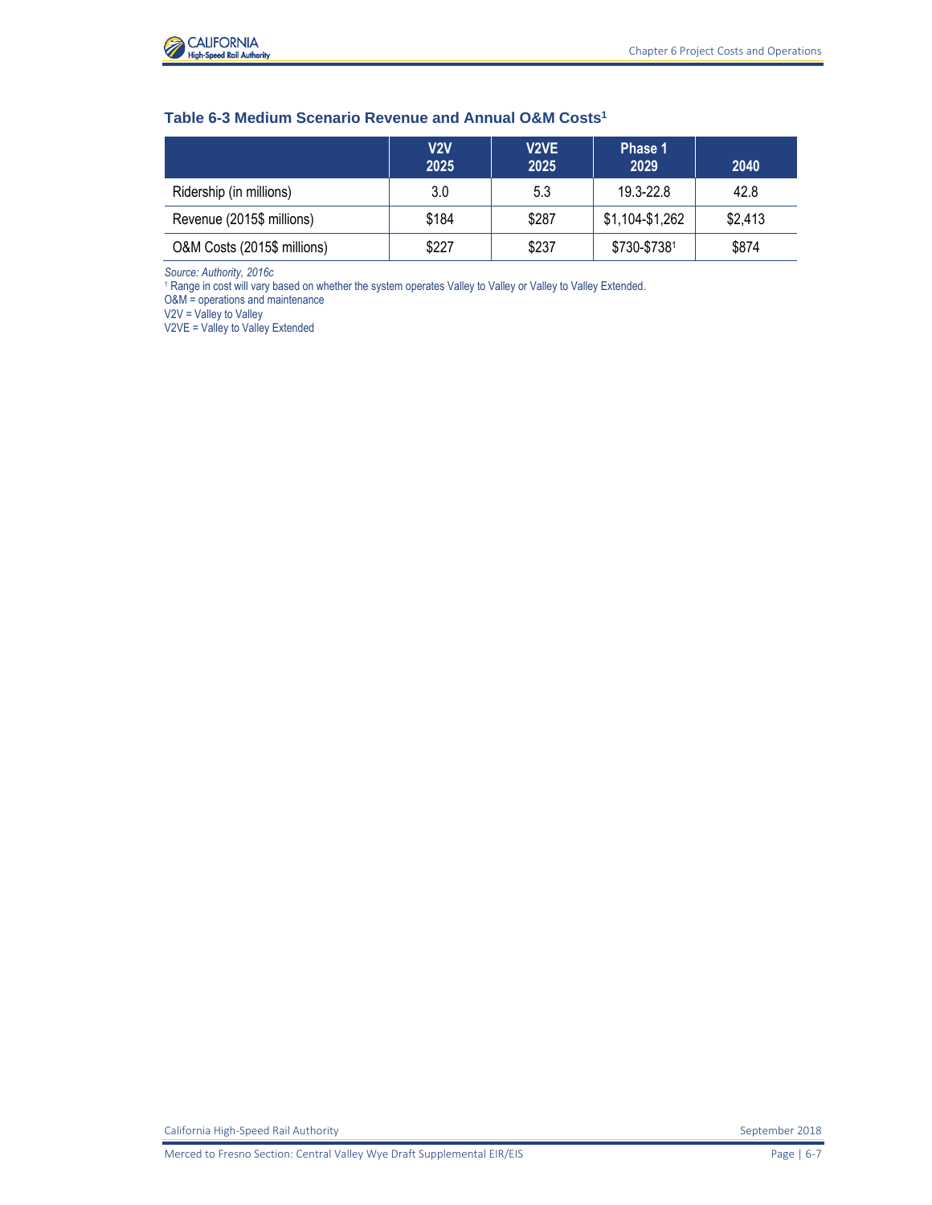### Table 6-3 Medium Scenario Revenue and Annual O&M Costs[1]

| | V2V 2025 | V2VE 2025 | Phase 1 2029 | 2040 |
|---|---|---|---|---|
| Ridership (in millions) | 3.0 | 5.3 | 19.3-22.8 | 42.8 |
| Revenue (2015$ millions) | $184 | $287 | $1,104-$1,262 | $2,413 |
| O&M Costs (2015$ millions) | $227 | $237 | $730-$738[1] | $874 |

*Source: Authority, 2016c*

[1] Range in cost will vary based on whether the system operates Valley to Valley or Valley to Valley Extended.

O&M = operations and maintenance

V2V = Valley to Valley

V2VE = Valley to Valley Extended